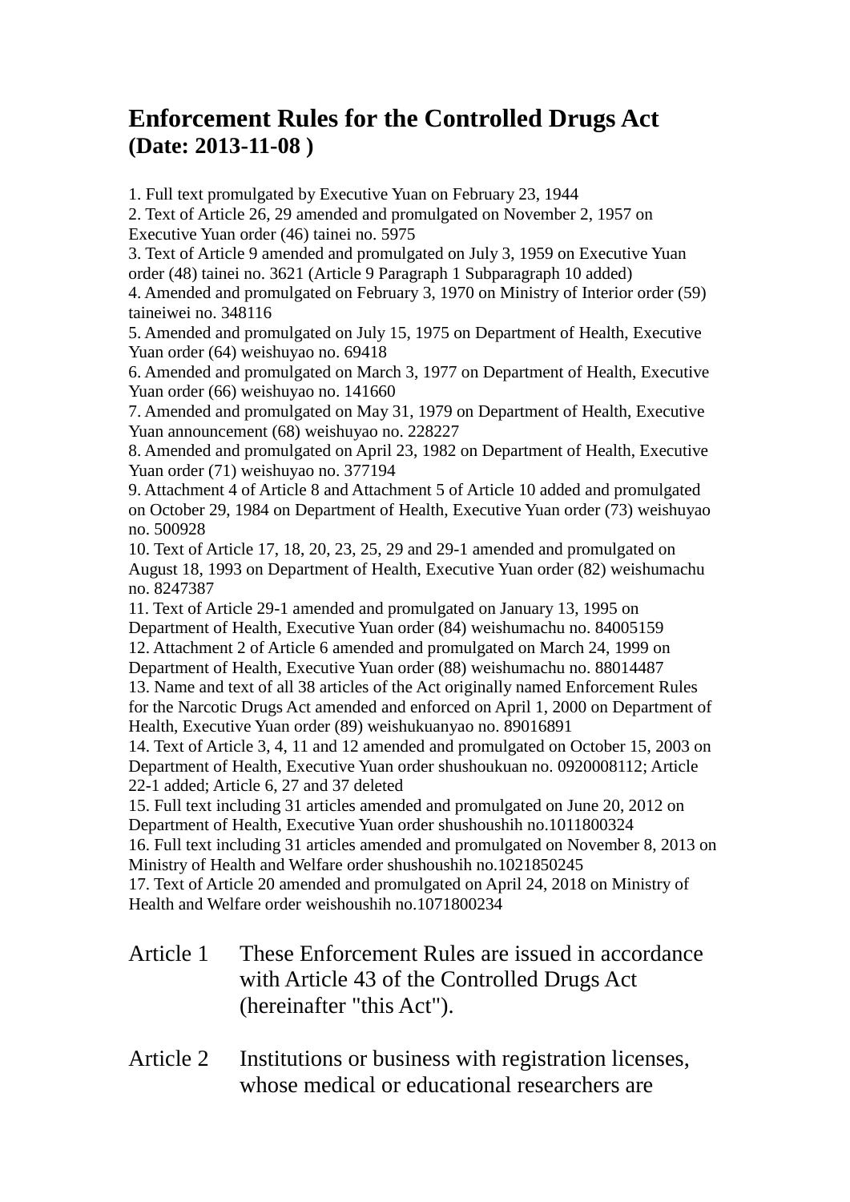# Enforcement Rules for the Controlled Drugs Act
## (Date: 2013-11-08 )

1. Full text promulgated by Executive Yuan on February 23, 1944
2. Text of Article 26, 29 amended and promulgated on November 2, 1957 on Executive Yuan order (46) tainei no. 5975
3. Text of Article 9 amended and promulgated on July 3, 1959 on Executive Yuan order (48) tainei no. 3621 (Article 9 Paragraph 1 Subparagraph 10 added)
4. Amended and promulgated on February 3, 1970 on Ministry of Interior order (59) taineiwei no. 348116
5. Amended and promulgated on July 15, 1975 on Department of Health, Executive Yuan order (64) weishuyao no. 69418
6. Amended and promulgated on March 3, 1977 on Department of Health, Executive Yuan order (66) weishuyao no. 141660
7. Amended and promulgated on May 31, 1979 on Department of Health, Executive Yuan announcement (68) weishuyao no. 228227
8. Amended and promulgated on April 23, 1982 on Department of Health, Executive Yuan order (71) weishuyao no. 377194
9. Attachment 4 of Article 8 and Attachment 5 of Article 10 added and promulgated on October 29, 1984 on Department of Health, Executive Yuan order (73) weishuyao no. 500928
10. Text of Article 17, 18, 20, 23, 25, 29 and 29-1 amended and promulgated on August 18, 1993 on Department of Health, Executive Yuan order (82) weishumachu no. 8247387
11. Text of Article 29-1 amended and promulgated on January 13, 1995 on Department of Health, Executive Yuan order (84) weishumachu no. 84005159
12. Attachment 2 of Article 6 amended and promulgated on March 24, 1999 on Department of Health, Executive Yuan order (88) weishumachu no. 88014487
13. Name and text of all 38 articles of the Act originally named Enforcement Rules for the Narcotic Drugs Act amended and enforced on April 1, 2000 on Department of Health, Executive Yuan order (89) weishukuanyao no. 89016891
14. Text of Article 3, 4, 11 and 12 amended and promulgated on October 15, 2003 on Department of Health, Executive Yuan order shushoukuan no. 0920008112; Article 22-1 added; Article 6, 27 and 37 deleted
15. Full text including 31 articles amended and promulgated on June 20, 2012 on Department of Health, Executive Yuan order shushoushih no.1011800324
16. Full text including 31 articles amended and promulgated on November 8, 2013 on Ministry of Health and Welfare order shushoushih no.1021850245
17. Text of Article 20 amended and promulgated on April 24, 2018 on Ministry of Health and Welfare order weishoushih no.1071800234

**Article 1** These Enforcement Rules are issued in accordance with Article 43 of the Controlled Drugs Act (hereinafter "this Act").

**Article 2** Institutions or business with registration licenses, whose medical or educational researchers are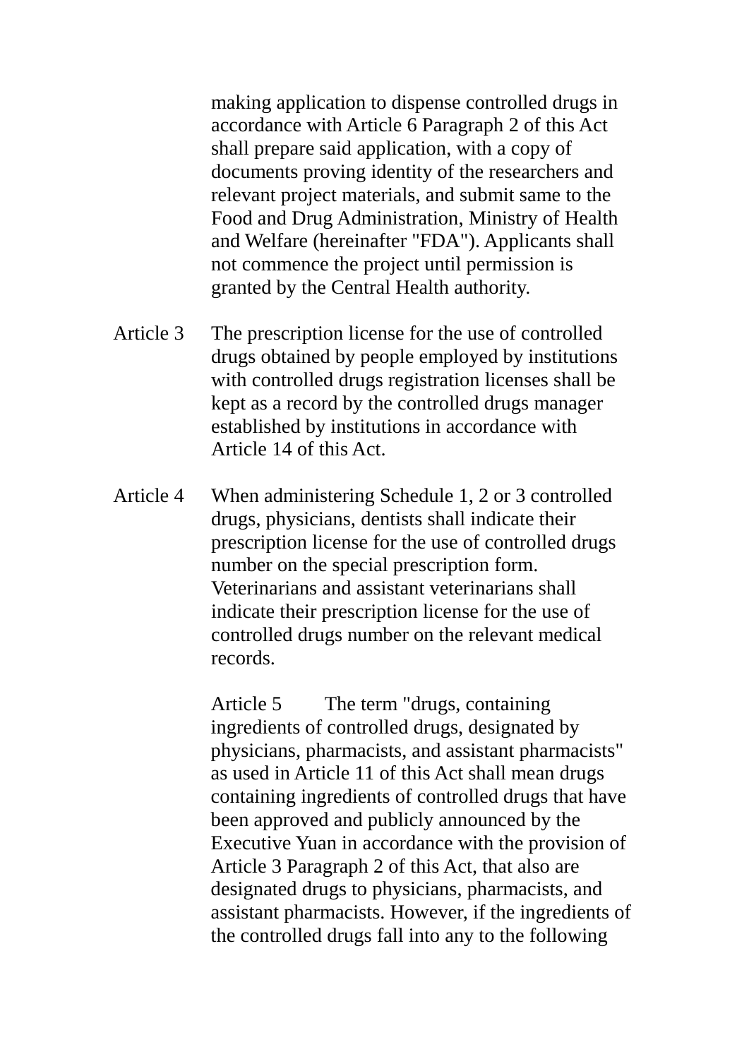making application to dispense controlled drugs in accordance with Article 6 Paragraph 2 of this Act shall prepare said application, with a copy of documents proving identity of the researchers and relevant project materials, and submit same to the Food and Drug Administration, Ministry of Health and Welfare (hereinafter "FDA"). Applicants shall not commence the project until permission is granted by the Central Health authority.

Article 3 The prescription license for the use of controlled drugs obtained by people employed by institutions with controlled drugs registration licenses shall be kept as a record by the controlled drugs manager established by institutions in accordance with Article 14 of this Act.

Article 4 When administering Schedule 1, 2 or 3 controlled drugs, physicians, dentists shall indicate their prescription license for the use of controlled drugs number on the special prescription form. Veterinarians and assistant veterinarians shall indicate their prescription license for the use of controlled drugs number on the relevant medical records.

Article 5 The term "drugs, containing ingredients of controlled drugs, designated by physicians, pharmacists, and assistant pharmacists" as used in Article 11 of this Act shall mean drugs containing ingredients of controlled drugs that have been approved and publicly announced by the Executive Yuan in accordance with the provision of Article 3 Paragraph 2 of this Act, that also are designated drugs to physicians, pharmacists, and assistant pharmacists. However, if the ingredients of the controlled drugs fall into any to the following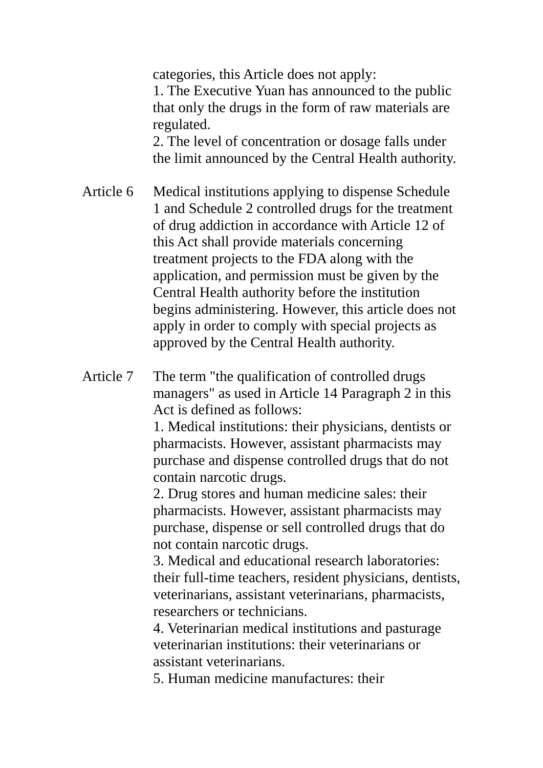categories, this Article does not apply:
1. The Executive Yuan has announced to the public that only the drugs in the form of raw materials are regulated.
2. The level of concentration or dosage falls under the limit announced by the Central Health authority.

Article 6 Medical institutions applying to dispense Schedule 1 and Schedule 2 controlled drugs for the treatment of drug addiction in accordance with Article 12 of this Act shall provide materials concerning treatment projects to the FDA along with the application, and permission must be given by the Central Health authority before the institution begins administering. However, this article does not apply in order to comply with special projects as approved by the Central Health authority.

Article 7 The term "the qualification of controlled drugs managers" as used in Article 14 Paragraph 2 in this Act is defined as follows:
1. Medical institutions: their physicians, dentists or pharmacists. However, assistant pharmacists may purchase and dispense controlled drugs that do not contain narcotic drugs.
2. Drug stores and human medicine sales: their pharmacists. However, assistant pharmacists may purchase, dispense or sell controlled drugs that do not contain narcotic drugs.
3. Medical and educational research laboratories: their full-time teachers, resident physicians, dentists, veterinarians, assistant veterinarians, pharmacists, researchers or technicians.
4. Veterinarian medical institutions and pasturage veterinarian institutions: their veterinarians or assistant veterinarians.
5. Human medicine manufactures: their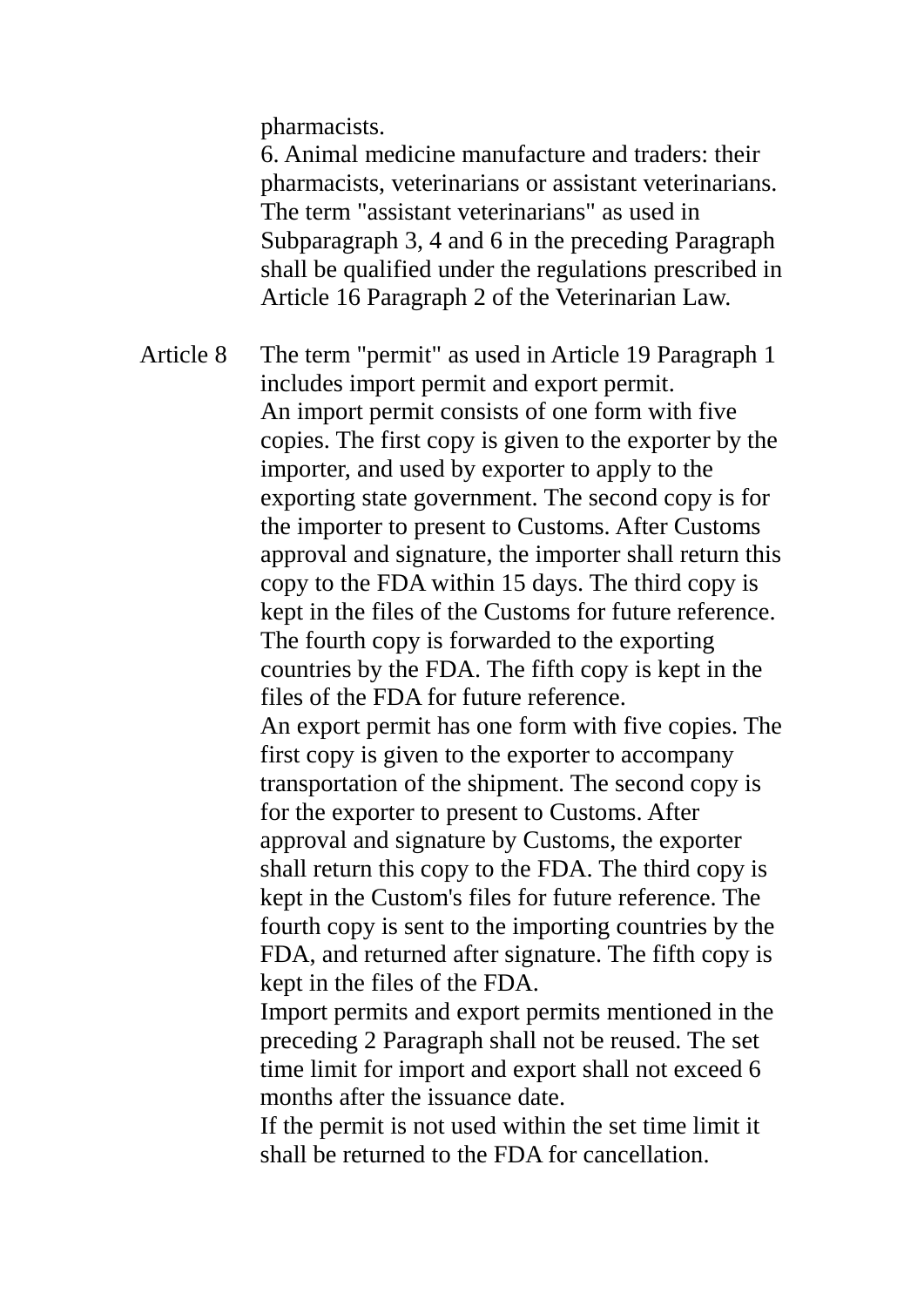pharmacists.

6. Animal medicine manufacture and traders: their pharmacists, veterinarians or assistant veterinarians.

The term "assistant veterinarians" as used in Subparagraph 3, 4 and 6 in the preceding Paragraph shall be qualified under the regulations prescribed in Article 16 Paragraph 2 of the Veterinarian Law.

Article 8 The term "permit" as used in Article 19 Paragraph 1 includes import permit and export permit.

An import permit consists of one form with five copies. The first copy is given to the exporter by the importer, and used by exporter to apply to the exporting state government. The second copy is for the importer to present to Customs. After Customs approval and signature, the importer shall return this copy to the FDA within 15 days. The third copy is kept in the files of the Customs for future reference. The fourth copy is forwarded to the exporting countries by the FDA. The fifth copy is kept in the files of the FDA for future reference.

An export permit has one form with five copies. The first copy is given to the exporter to accompany transportation of the shipment. The second copy is for the exporter to present to Customs. After approval and signature by Customs, the exporter shall return this copy to the FDA. The third copy is kept in the Custom's files for future reference. The fourth copy is sent to the importing countries by the FDA, and returned after signature. The fifth copy is kept in the files of the FDA.

Import permits and export permits mentioned in the preceding 2 Paragraph shall not be reused. The set time limit for import and export shall not exceed 6 months after the issuance date.

If the permit is not used within the set time limit it shall be returned to the FDA for cancellation.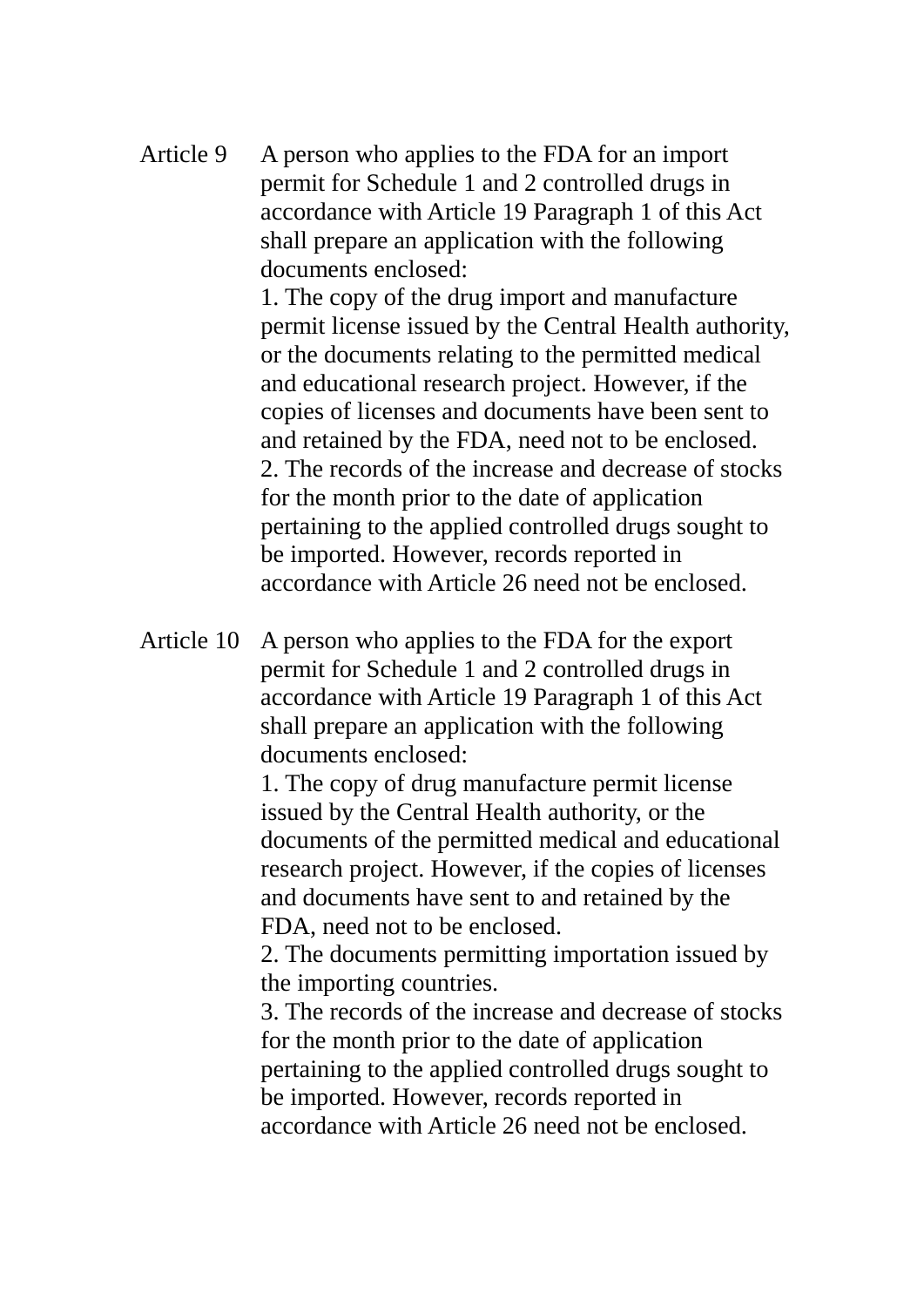Article 9 A person who applies to the FDA for an import permit for Schedule 1 and 2 controlled drugs in accordance with Article 19 Paragraph 1 of this Act shall prepare an application with the following documents enclosed:

1. The copy of the drug import and manufacture permit license issued by the Central Health authority, or the documents relating to the permitted medical and educational research project. However, if the copies of licenses and documents have been sent to and retained by the FDA, need not to be enclosed.
2. The records of the increase and decrease of stocks for the month prior to the date of application pertaining to the applied controlled drugs sought to be imported. However, records reported in accordance with Article 26 need not be enclosed.

Article 10 A person who applies to the FDA for the export permit for Schedule 1 and 2 controlled drugs in accordance with Article 19 Paragraph 1 of this Act shall prepare an application with the following documents enclosed:

1. The copy of drug manufacture permit license issued by the Central Health authority, or the documents of the permitted medical and educational research project. However, if the copies of licenses and documents have sent to and retained by the FDA, need not to be enclosed.
2. The documents permitting importation issued by the importing countries.
3. The records of the increase and decrease of stocks for the month prior to the date of application pertaining to the applied controlled drugs sought to be imported. However, records reported in accordance with Article 26 need not be enclosed.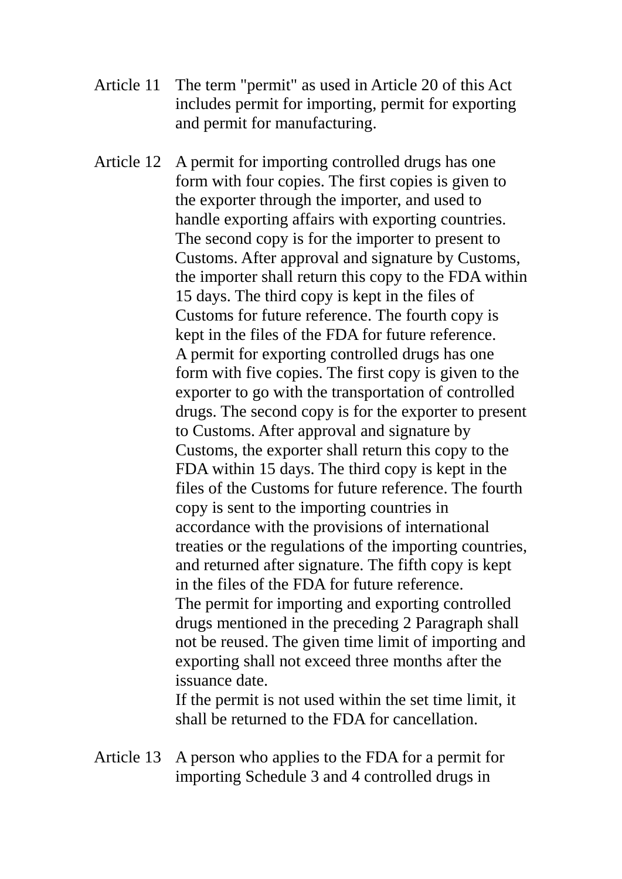Article 11 The term "permit" as used in Article 20 of this Act includes permit for importing, permit for exporting and permit for manufacturing.

Article 12 A permit for importing controlled drugs has one form with four copies. The first copies is given to the exporter through the importer, and used to handle exporting affairs with exporting countries. The second copy is for the importer to present to Customs. After approval and signature by Customs, the importer shall return this copy to the FDA within 15 days. The third copy is kept in the files of Customs for future reference. The fourth copy is kept in the files of the FDA for future reference.

A permit for exporting controlled drugs has one form with five copies. The first copy is given to the exporter to go with the transportation of controlled drugs. The second copy is for the exporter to present to Customs. After approval and signature by Customs, the exporter shall return this copy to the FDA within 15 days. The third copy is kept in the files of the Customs for future reference. The fourth copy is sent to the importing countries in accordance with the provisions of international treaties or the regulations of the importing countries, and returned after signature. The fifth copy is kept in the files of the FDA for future reference.

The permit for importing and exporting controlled drugs mentioned in the preceding 2 Paragraph shall not be reused. The given time limit of importing and exporting shall not exceed three months after the issuance date.

If the permit is not used within the set time limit, it shall be returned to the FDA for cancellation.

Article 13 A person who applies to the FDA for a permit for importing Schedule 3 and 4 controlled drugs in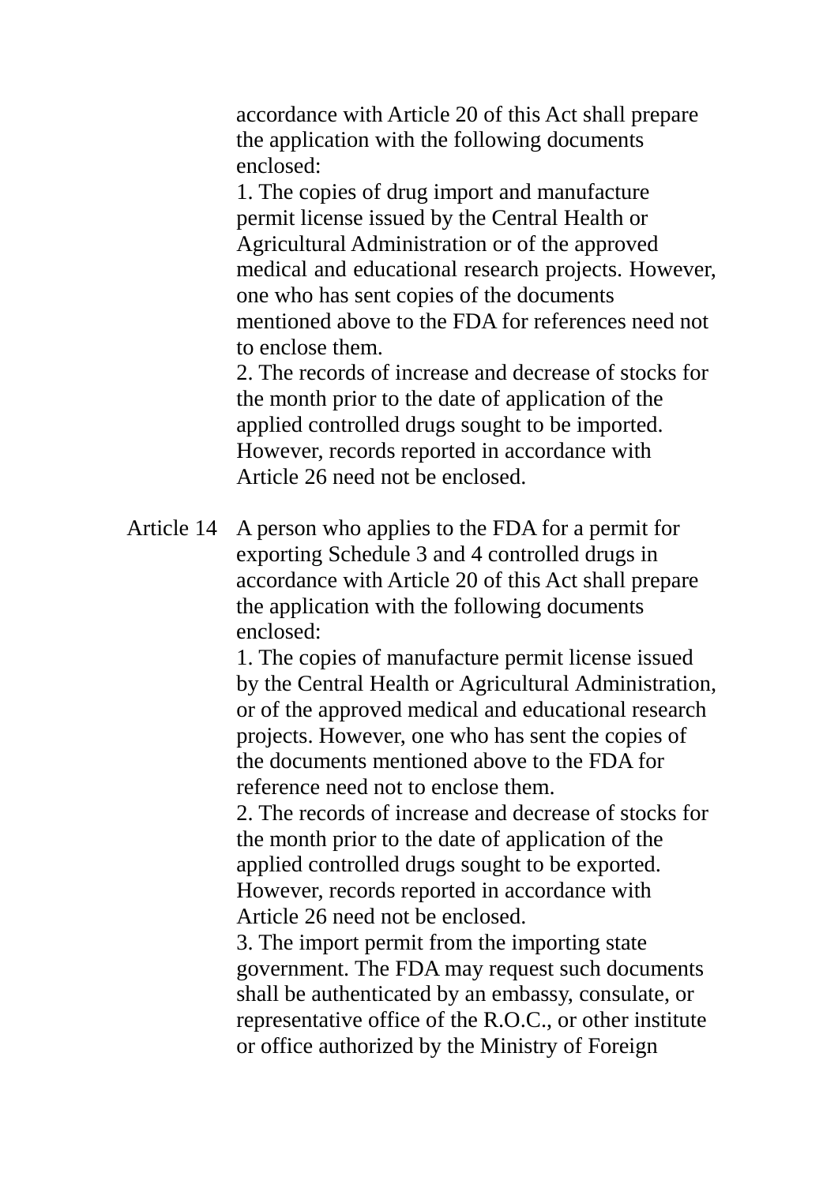accordance with Article 20 of this Act shall prepare the application with the following documents enclosed:

1. The copies of drug import and manufacture permit license issued by the Central Health or Agricultural Administration or of the approved medical and educational research projects. However, one who has sent copies of the documents mentioned above to the FDA for references need not to enclose them.
2. The records of increase and decrease of stocks for the month prior to the date of application of the applied controlled drugs sought to be imported. However, records reported in accordance with Article 26 need not be enclosed.

Article 14 A person who applies to the FDA for a permit for exporting Schedule 3 and 4 controlled drugs in accordance with Article 20 of this Act shall prepare the application with the following documents enclosed:

1. The copies of manufacture permit license issued by the Central Health or Agricultural Administration, or of the approved medical and educational research projects. However, one who has sent the copies of the documents mentioned above to the FDA for reference need not to enclose them.
2. The records of increase and decrease of stocks for the month prior to the date of application of the applied controlled drugs sought to be exported. However, records reported in accordance with Article 26 need not be enclosed.
3. The import permit from the importing state government. The FDA may request such documents shall be authenticated by an embassy, consulate, or representative office of the R.O.C., or other institute or office authorized by the Ministry of Foreign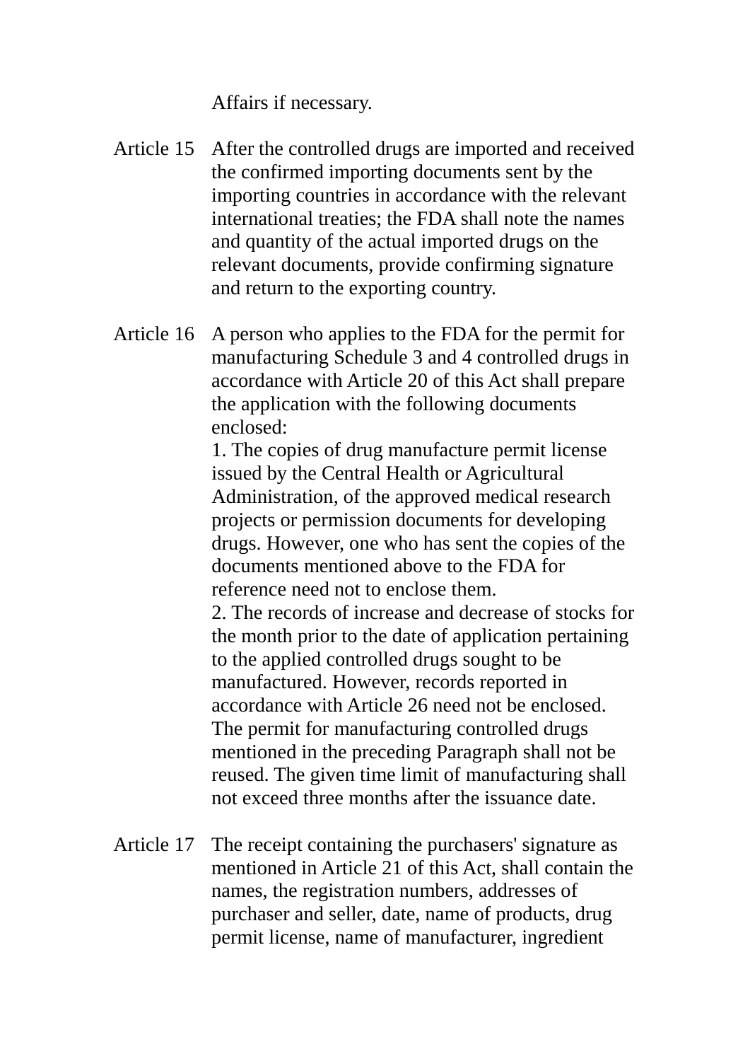Affairs if necessary.

**Article 15** After the controlled drugs are imported and received the confirmed importing documents sent by the importing countries in accordance with the relevant international treaties; the FDA shall note the names and quantity of the actual imported drugs on the relevant documents, provide confirming signature and return to the exporting country.

**Article 16** A person who applies to the FDA for the permit for manufacturing Schedule 3 and 4 controlled drugs in accordance with Article 20 of this Act shall prepare the application with the following documents enclosed:

1. The copies of drug manufacture permit license issued by the Central Health or Agricultural Administration, of the approved medical research projects or permission documents for developing drugs. However, one who has sent the copies of the documents mentioned above to the FDA for reference need not to enclose them.
2. The records of increase and decrease of stocks for the month prior to the date of application pertaining to the applied controlled drugs sought to be manufactured. However, records reported in accordance with Article 26 need not be enclosed.

The permit for manufacturing controlled drugs mentioned in the preceding Paragraph shall not be reused. The given time limit of manufacturing shall not exceed three months after the issuance date.

**Article 17** The receipt containing the purchasers' signature as mentioned in Article 21 of this Act, shall contain the names, the registration numbers, addresses of purchaser and seller, date, name of products, drug permit license, name of manufacturer, ingredient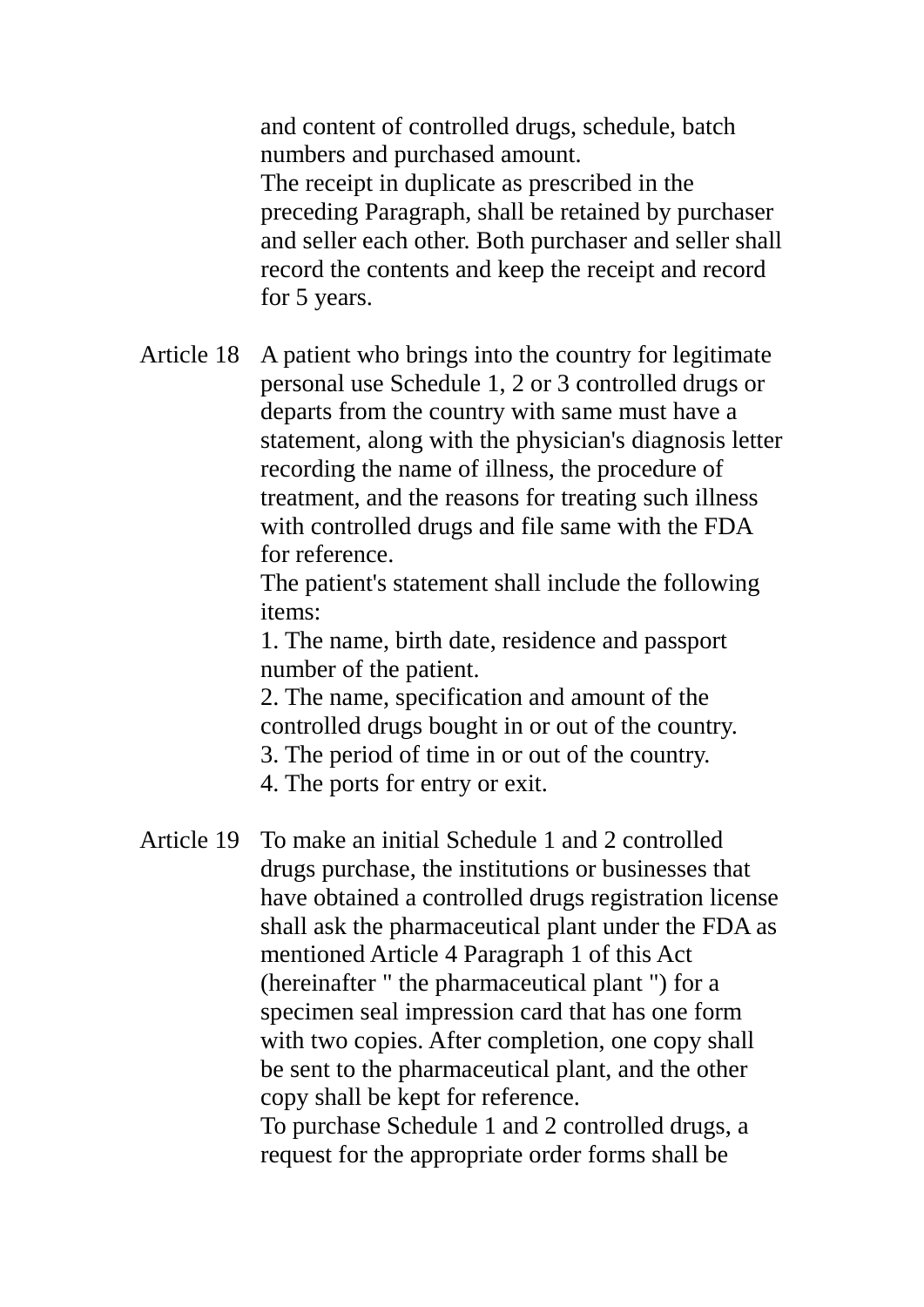and content of controlled drugs, schedule, batch numbers and purchased amount.

The receipt in duplicate as prescribed in the preceding Paragraph, shall be retained by purchaser and seller each other. Both purchaser and seller shall record the contents and keep the receipt and record for 5 years.

**Article 18** A patient who brings into the country for legitimate personal use Schedule 1, 2 or 3 controlled drugs or departs from the country with same must have a statement, along with the physician's diagnosis letter recording the name of illness, the procedure of treatment, and the reasons for treating such illness with controlled drugs and file same with the FDA for reference.

The patient's statement shall include the following items:

1. The name, birth date, residence and passport number of the patient.
2. The name, specification and amount of the controlled drugs bought in or out of the country.
3. The period of time in or out of the country.
4. The ports for entry or exit.

**Article 19** To make an initial Schedule 1 and 2 controlled drugs purchase, the institutions or businesses that have obtained a controlled drugs registration license shall ask the pharmaceutical plant under the FDA as mentioned Article 4 Paragraph 1 of this Act (hereinafter " the pharmaceutical plant ") for a specimen seal impression card that has one form with two copies. After completion, one copy shall be sent to the pharmaceutical plant, and the other copy shall be kept for reference.

To purchase Schedule 1 and 2 controlled drugs, a request for the appropriate order forms shall be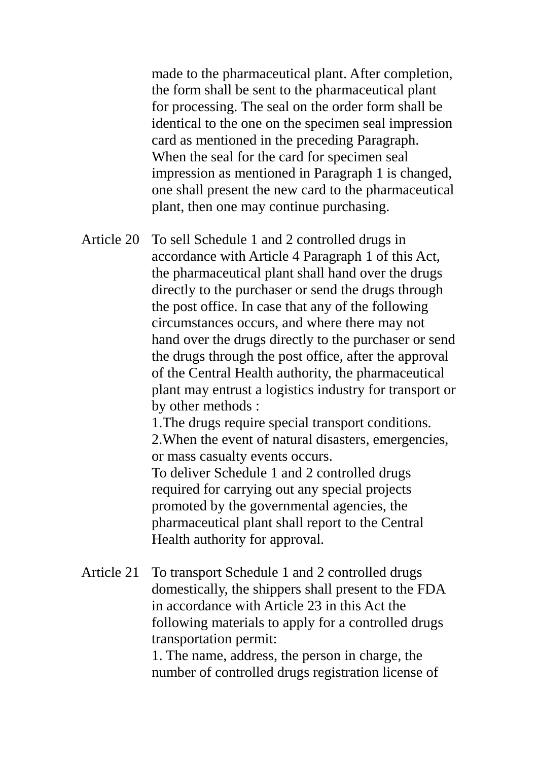made to the pharmaceutical plant. After completion, the form shall be sent to the pharmaceutical plant for processing. The seal on the order form shall be identical to the one on the specimen seal impression card as mentioned in the preceding Paragraph.

When the seal for the card for specimen seal impression as mentioned in Paragraph 1 is changed, one shall present the new card to the pharmaceutical plant, then one may continue purchasing.

Article 20 To sell Schedule 1 and 2 controlled drugs in accordance with Article 4 Paragraph 1 of this Act, the pharmaceutical plant shall hand over the drugs directly to the purchaser or send the drugs through the post office. In case that any of the following circumstances occurs, and where there may not hand over the drugs directly to the purchaser or send the drugs through the post office, after the approval of the Central Health authority, the pharmaceutical plant may entrust a logistics industry for transport or by other methods :

1.The drugs require special transport conditions.

2.When the event of natural disasters, emergencies, or mass casualty events occurs.

To deliver Schedule 1 and 2 controlled drugs required for carrying out any special projects promoted by the governmental agencies, the pharmaceutical plant shall report to the Central Health authority for approval.

Article 21 To transport Schedule 1 and 2 controlled drugs domestically, the shippers shall present to the FDA in accordance with Article 23 in this Act the following materials to apply for a controlled drugs transportation permit:

1. The name, address, the person in charge, the number of controlled drugs registration license of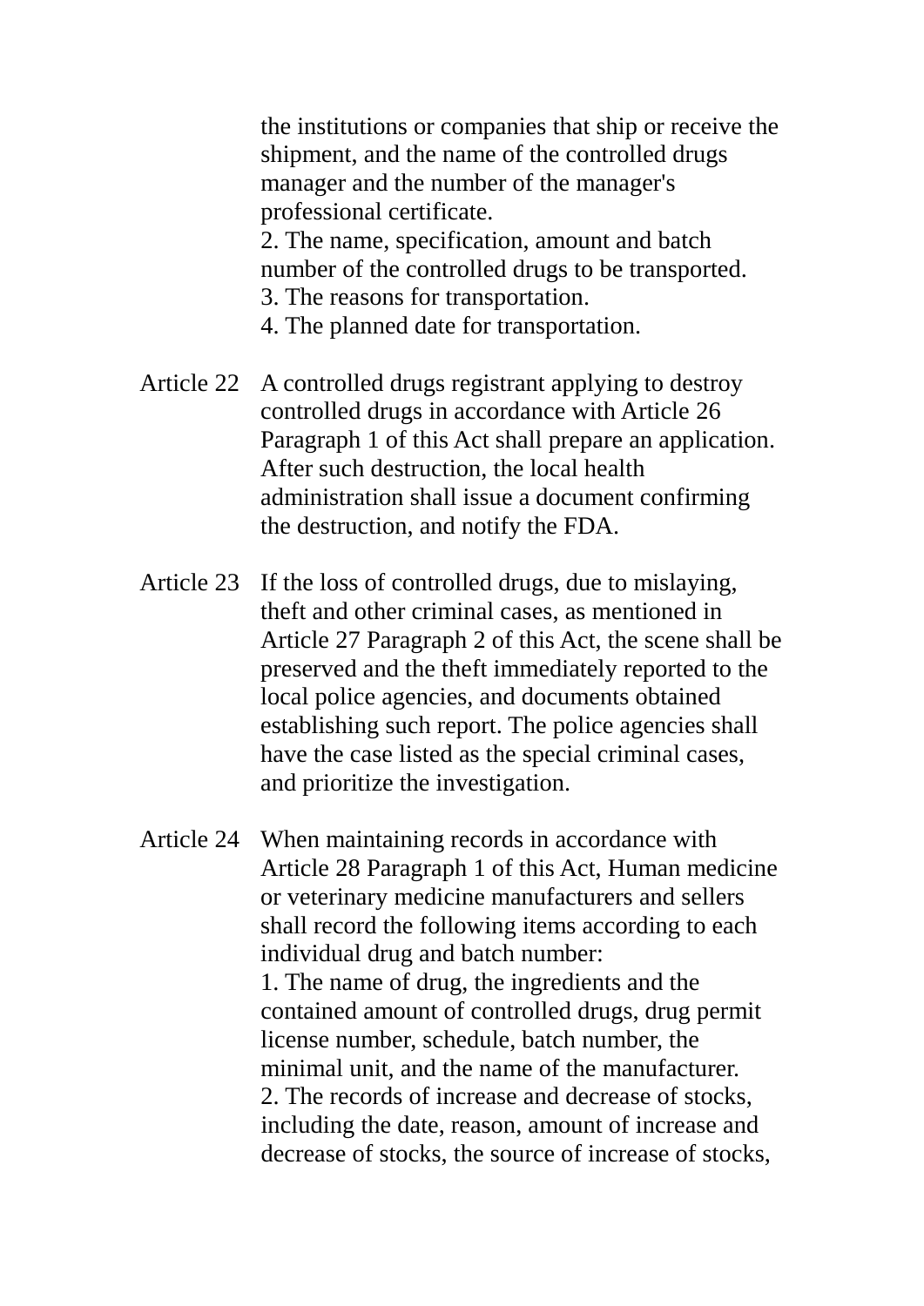the institutions or companies that ship or receive the shipment, and the name of the controlled drugs manager and the number of the manager's professional certificate.
2. The name, specification, amount and batch number of the controlled drugs to be transported.
3. The reasons for transportation.
4. The planned date for transportation.

Article 22 A controlled drugs registrant applying to destroy controlled drugs in accordance with Article 26 Paragraph 1 of this Act shall prepare an application. After such destruction, the local health administration shall issue a document confirming the destruction, and notify the FDA.

Article 23 If the loss of controlled drugs, due to mislaying, theft and other criminal cases, as mentioned in Article 27 Paragraph 2 of this Act, the scene shall be preserved and the theft immediately reported to the local police agencies, and documents obtained establishing such report. The police agencies shall have the case listed as the special criminal cases, and prioritize the investigation.

Article 24 When maintaining records in accordance with Article 28 Paragraph 1 of this Act, Human medicine or veterinary medicine manufacturers and sellers shall record the following items according to each individual drug and batch number:
1. The name of drug, the ingredients and the contained amount of controlled drugs, drug permit license number, schedule, batch number, the minimal unit, and the name of the manufacturer.
2. The records of increase and decrease of stocks, including the date, reason, amount of increase and decrease of stocks, the source of increase of stocks,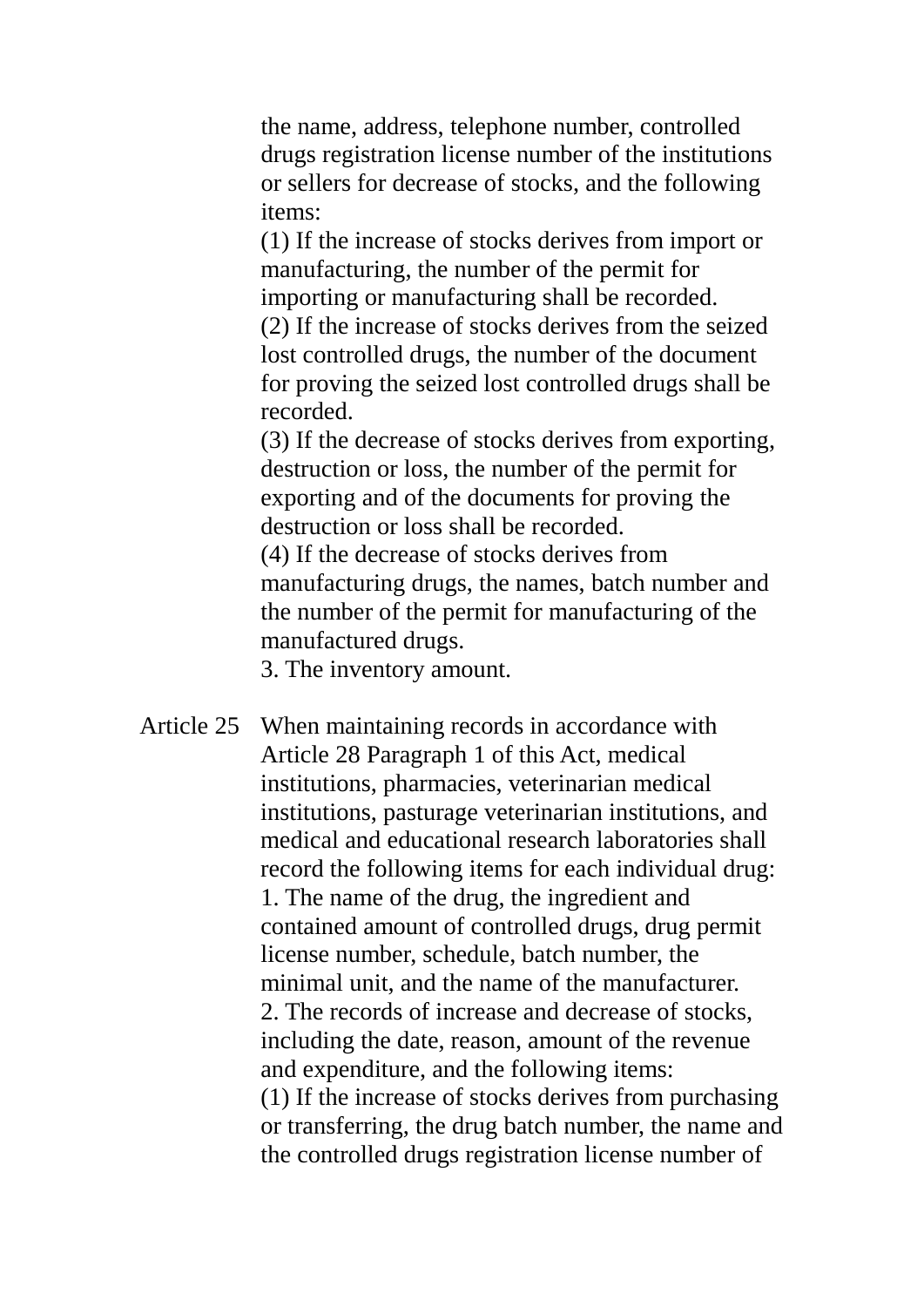the name, address, telephone number, controlled drugs registration license number of the institutions or sellers for decrease of stocks, and the following items:

(1) If the increase of stocks derives from import or manufacturing, the number of the permit for importing or manufacturing shall be recorded.

(2) If the increase of stocks derives from the seized lost controlled drugs, the number of the document for proving the seized lost controlled drugs shall be recorded.

(3) If the decrease of stocks derives from exporting, destruction or loss, the number of the permit for exporting and of the documents for proving the destruction or loss shall be recorded.

(4) If the decrease of stocks derives from manufacturing drugs, the names, batch number and the number of the permit for manufacturing of the manufactured drugs.

3. The inventory amount.

**Article 25** When maintaining records in accordance with Article 28 Paragraph 1 of this Act, medical institutions, pharmacies, veterinarian medical institutions, pasturage veterinarian institutions, and medical and educational research laboratories shall record the following items for each individual drug:

1. The name of the drug, the ingredient and contained amount of controlled drugs, drug permit license number, schedule, batch number, the minimal unit, and the name of the manufacturer.

2. The records of increase and decrease of stocks, including the date, reason, amount of the revenue and expenditure, and the following items:

(1) If the increase of stocks derives from purchasing or transferring, the drug batch number, the name and the controlled drugs registration license number of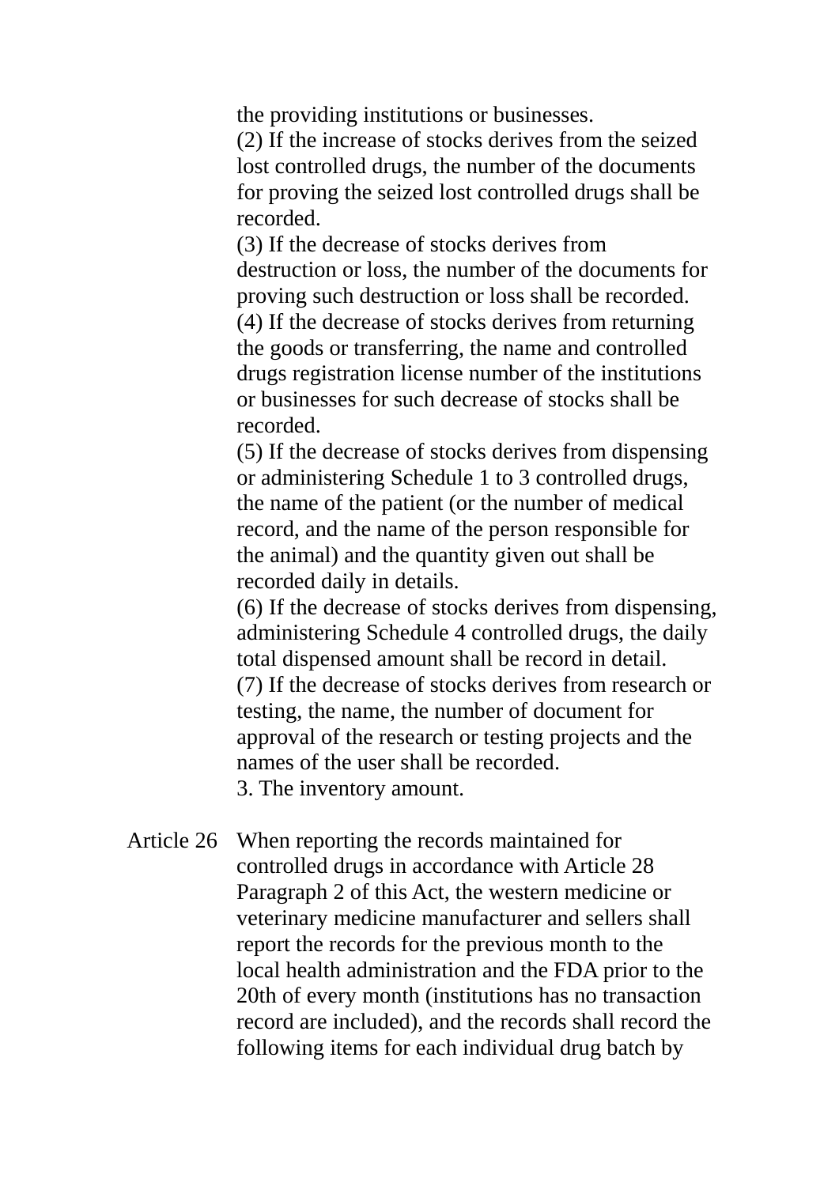the providing institutions or businesses.

(2) If the increase of stocks derives from the seized lost controlled drugs, the number of the documents for proving the seized lost controlled drugs shall be recorded.

(3) If the decrease of stocks derives from destruction or loss, the number of the documents for proving such destruction or loss shall be recorded.

(4) If the decrease of stocks derives from returning the goods or transferring, the name and controlled drugs registration license number of the institutions or businesses for such decrease of stocks shall be recorded.

(5) If the decrease of stocks derives from dispensing or administering Schedule 1 to 3 controlled drugs, the name of the patient (or the number of medical record, and the name of the person responsible for the animal) and the quantity given out shall be recorded daily in details.

(6) If the decrease of stocks derives from dispensing, administering Schedule 4 controlled drugs, the daily total dispensed amount shall be record in detail.

(7) If the decrease of stocks derives from research or testing, the name, the number of document for approval of the research or testing projects and the names of the user shall be recorded.

3. The inventory amount.

Article 26 When reporting the records maintained for controlled drugs in accordance with Article 28 Paragraph 2 of this Act, the western medicine or veterinary medicine manufacturer and sellers shall report the records for the previous month to the local health administration and the FDA prior to the 20th of every month (institutions has no transaction record are included), and the records shall record the following items for each individual drug batch by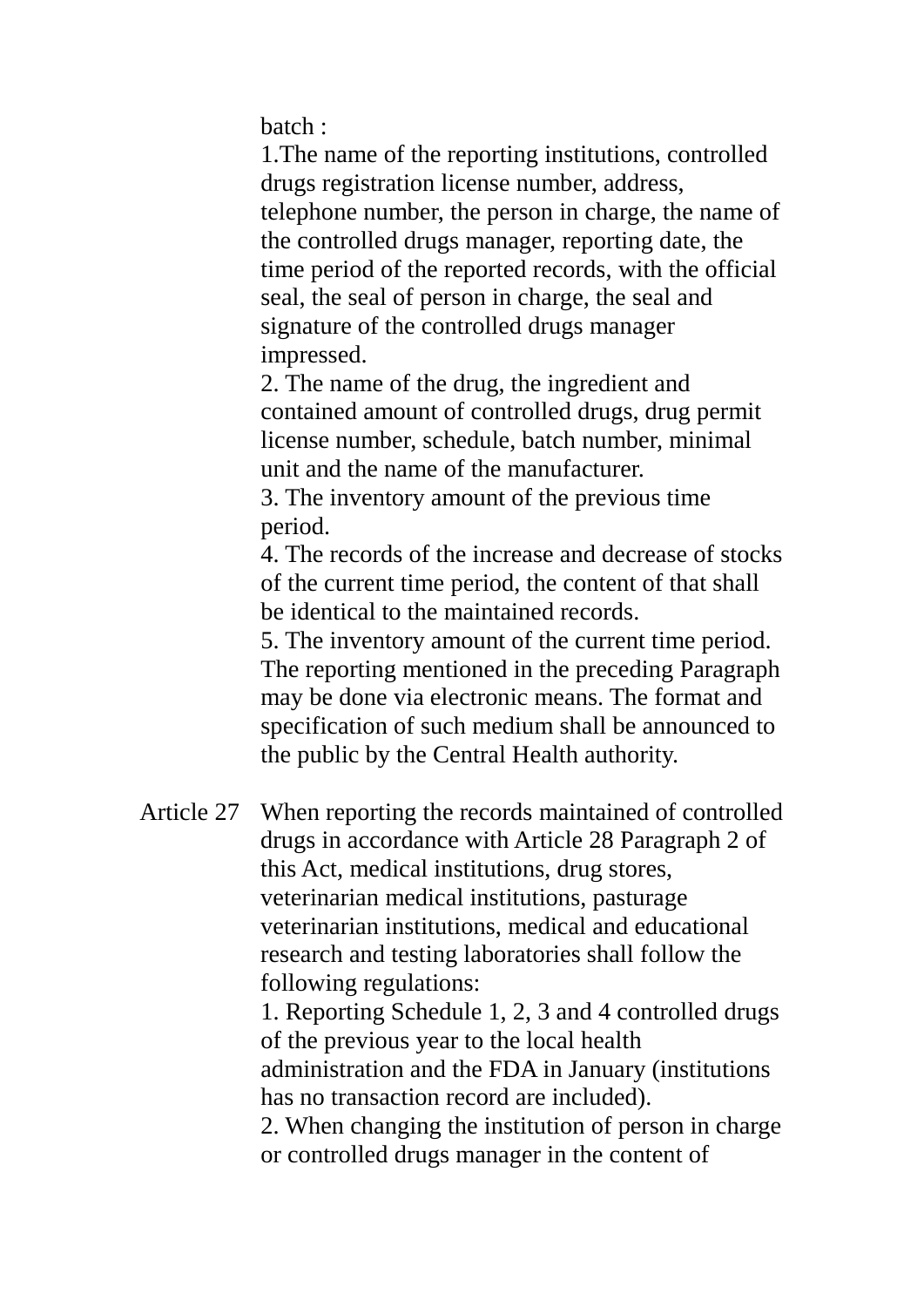batch :

1.The name of the reporting institutions, controlled drugs registration license number, address, telephone number, the person in charge, the name of the controlled drugs manager, reporting date, the time period of the reported records, with the official seal, the seal of person in charge, the seal and signature of the controlled drugs manager impressed.

2. The name of the drug, the ingredient and contained amount of controlled drugs, drug permit license number, schedule, batch number, minimal unit and the name of the manufacturer.

3. The inventory amount of the previous time period.

4. The records of the increase and decrease of stocks of the current time period, the content of that shall be identical to the maintained records.

5. The inventory amount of the current time period.

The reporting mentioned in the preceding Paragraph may be done via electronic means. The format and specification of such medium shall be announced to the public by the Central Health authority.

**Article 27** When reporting the records maintained of controlled drugs in accordance with Article 28 Paragraph 2 of this Act, medical institutions, drug stores, veterinarian medical institutions, pasturage veterinarian institutions, medical and educational research and testing laboratories shall follow the following regulations:

1. Reporting Schedule 1, 2, 3 and 4 controlled drugs of the previous year to the local health administration and the FDA in January (institutions has no transaction record are included).

2. When changing the institution of person in charge or controlled drugs manager in the content of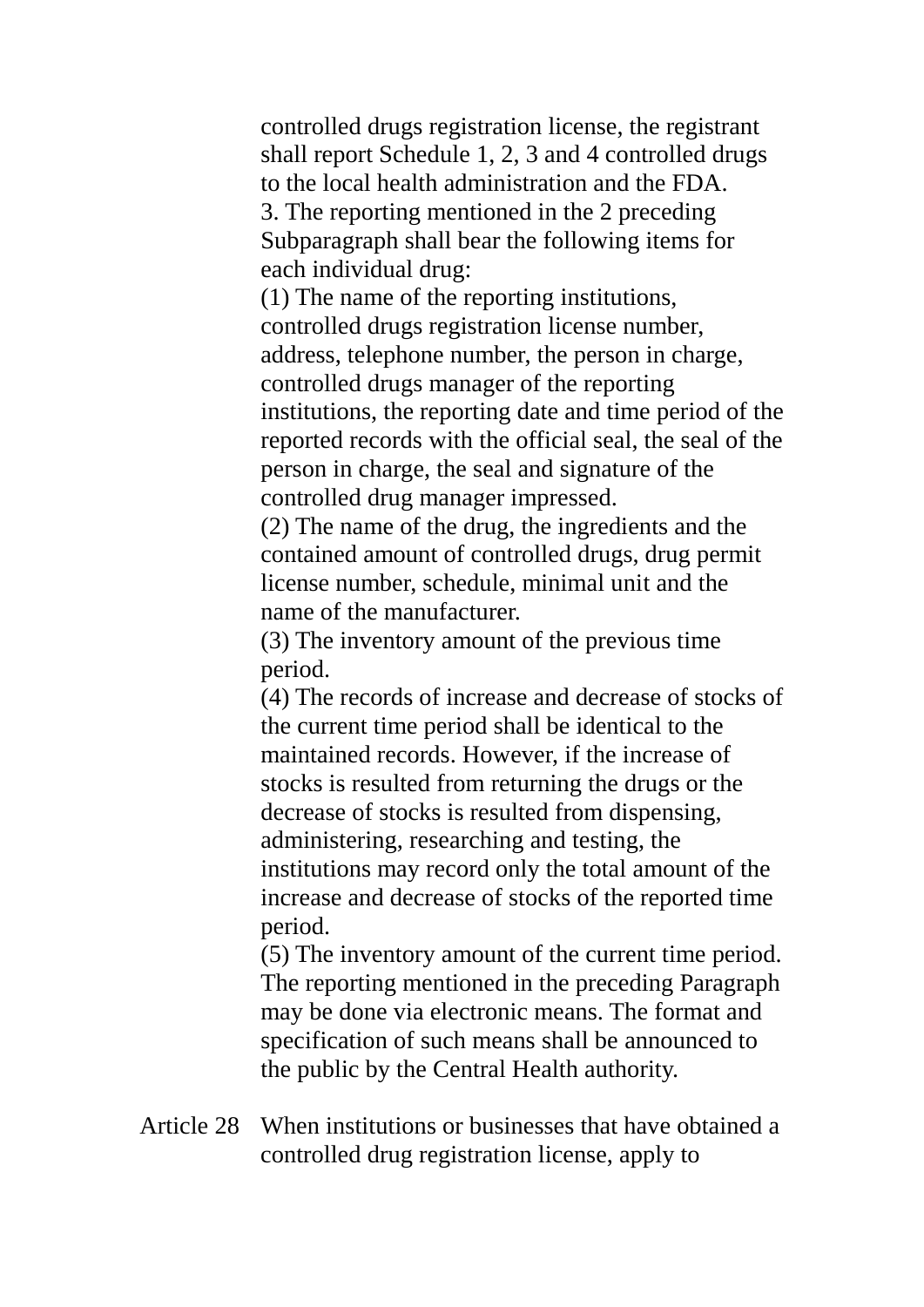controlled drugs registration license, the registrant shall report Schedule 1, 2, 3 and 4 controlled drugs to the local health administration and the FDA.

3. The reporting mentioned in the 2 preceding Subparagraph shall bear the following items for each individual drug:

(1) The name of the reporting institutions, controlled drugs registration license number, address, telephone number, the person in charge, controlled drugs manager of the reporting institutions, the reporting date and time period of the reported records with the official seal, the seal of the person in charge, the seal and signature of the controlled drug manager impressed.

(2) The name of the drug, the ingredients and the contained amount of controlled drugs, drug permit license number, schedule, minimal unit and the name of the manufacturer.

(3) The inventory amount of the previous time period.

(4) The records of increase and decrease of stocks of the current time period shall be identical to the maintained records. However, if the increase of stocks is resulted from returning the drugs or the decrease of stocks is resulted from dispensing, administering, researching and testing, the institutions may record only the total amount of the increase and decrease of stocks of the reported time period.

(5) The inventory amount of the current time period.

The reporting mentioned in the preceding Paragraph may be done via electronic means. The format and specification of such means shall be announced to the public by the Central Health authority.

Article 28 When institutions or businesses that have obtained a controlled drug registration license, apply to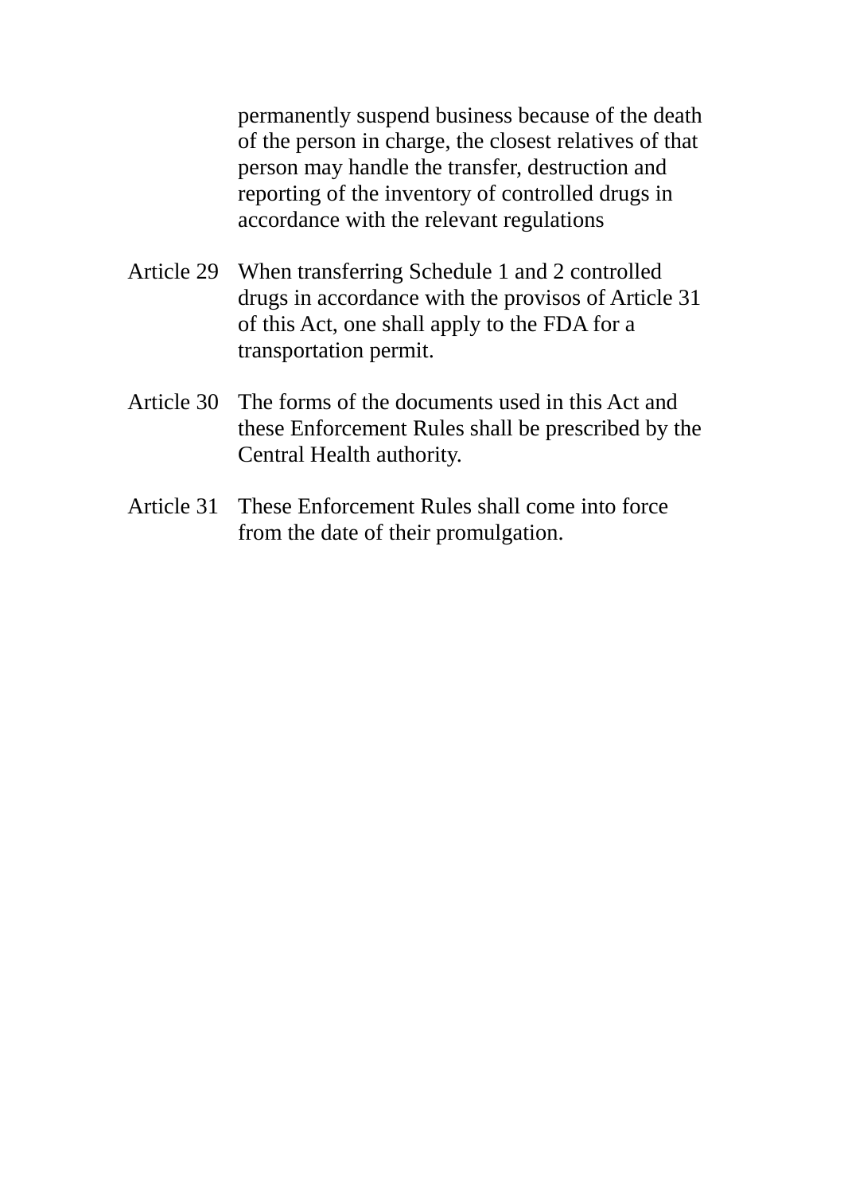permanently suspend business because of the death of the person in charge, the closest relatives of that person may handle the transfer, destruction and reporting of the inventory of controlled drugs in accordance with the relevant regulations

Article 29 When transferring Schedule 1 and 2 controlled drugs in accordance with the provisos of Article 31 of this Act, one shall apply to the FDA for a transportation permit.

Article 30 The forms of the documents used in this Act and these Enforcement Rules shall be prescribed by the Central Health authority.

Article 31 These Enforcement Rules shall come into force from the date of their promulgation.